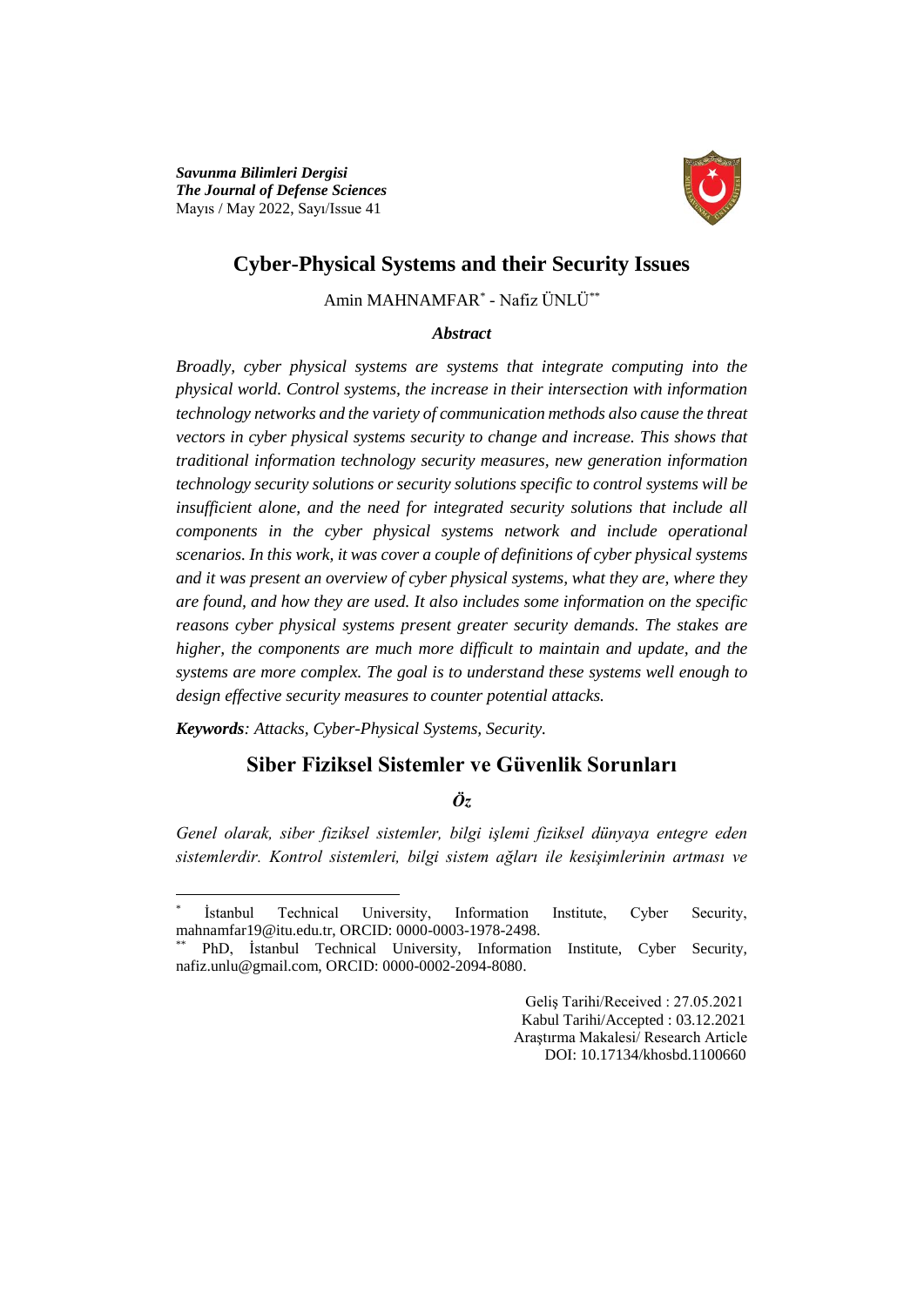***Savunma Bilimleri Dergisi***
***The Journal of Defense Sciences***
Mayıs / May 2022, Sayı/Issue 41

# Cyber-Physical Systems and their Security Issues

Amin MAHNAMFAR[*] - Nafiz ÜNLÜ[**]

### *Abstract*

*Broadly, cyber physical systems are systems that integrate computing into the physical world. Control systems, the increase in their intersection with information technology networks and the variety of communication methods also cause the threat vectors in cyber physical systems security to change and increase. This shows that traditional information technology security measures, new generation information technology security solutions or security solutions specific to control systems will be insufficient alone, and the need for integrated security solutions that include all components in the cyber physical systems network and include operational scenarios. In this work, it was cover a couple of definitions of cyber physical systems and it was present an overview of cyber physical systems, what they are, where they are found, and how they are used. It also includes some information on the specific reasons cyber physical systems present greater security demands. The stakes are higher, the components are much more difficult to maintain and update, and the systems are more complex. The goal is to understand these systems well enough to design effective security measures to counter potential attacks.*

***Keywords****: Attacks, Cyber-Physical Systems, Security.*

# Siber Fiziksel Sistemler ve Güvenlik Sorunları

### *Öz*

*Genel olarak, siber fiziksel sistemler, bilgi işlemi fiziksel dünyaya entegre eden sistemlerdir. Kontrol sistemleri, bilgi sistem ağları ile kesişimlerinin artması ve*

---

[*] İstanbul Technical University, Information Institute, Cyber Security, mahnamfar19@itu.edu.tr, ORCID: 0000-0003-1978-2498.

[**] PhD, İstanbul Technical University, Information Institute, Cyber Security, nafiz.unlu@gmail.com, ORCID: 0000-0002-2094-8080.

Geliş Tarihi/Received : 27.05.2021
Kabul Tarihi/Accepted : 03.12.2021
Araştırma Makalesi/ Research Article
DOI: 10.17134/khosbd.1100660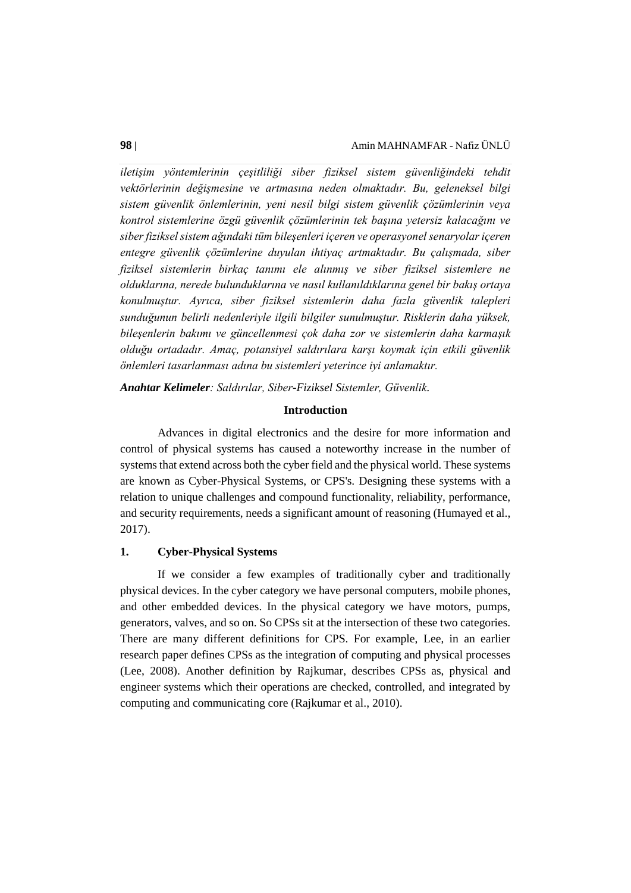*iletişim yöntemlerinin çeşitliliği siber fiziksel sistem güvenliğindeki tehdit vektörlerinin değişmesine ve artmasına neden olmaktadır. Bu, geleneksel bilgi sistem güvenlik önlemlerinin, yeni nesil bilgi sistem güvenlik çözümlerinin veya kontrol sistemlerine özgü güvenlik çözümlerinin tek başına yetersiz kalacağını ve siber fiziksel sistem ağındaki tüm bileşenleri içeren ve operasyonel senaryolar içeren entegre güvenlik çözümlerine duyulan ihtiyaç artmaktadır. Bu çalışmada, siber fiziksel sistemlerin birkaç tanımı ele alınmış ve siber fiziksel sistemlere ne olduklarına, nerede bulunduklarına ve nasıl kullanıldıklarına genel bir bakış ortaya konulmuştur. Ayrıca, siber fiziksel sistemlerin daha fazla güvenlik talepleri sunduğunun belirli nedenleriyle ilgili bilgiler sunulmuştur. Risklerin daha yüksek, bileşenlerin bakımı ve güncellenmesi çok daha zor ve sistemlerin daha karmaşık olduğu ortadadır. Amaç, potansiyel saldırılara karşı koymak için etkili güvenlik önlemleri tasarlanması adına bu sistemleri yeterince iyi anlamaktır.*

***Anahtar Kelimeler**: Saldırılar, Siber-Fiziksel Sistemler, Güvenlik.*

## Introduction

Advances in digital electronics and the desire for more information and control of physical systems has caused a noteworthy increase in the number of systems that extend across both the cyber field and the physical world. These systems are known as Cyber-Physical Systems, or CPS's. Designing these systems with a relation to unique challenges and compound functionality, reliability, performance, and security requirements, needs a significant amount of reasoning (Humayed et al., 2017).

## 1. Cyber-Physical Systems

If we consider a few examples of traditionally cyber and traditionally physical devices. In the cyber category we have personal computers, mobile phones, and other embedded devices. In the physical category we have motors, pumps, generators, valves, and so on. So CPSs sit at the intersection of these two categories. There are many different definitions for CPS. For example, Lee, in an earlier research paper defines CPSs as the integration of computing and physical processes (Lee, 2008). Another definition by Rajkumar, describes CPSs as, physical and engineer systems which their operations are checked, controlled, and integrated by computing and communicating core (Rajkumar et al., 2010).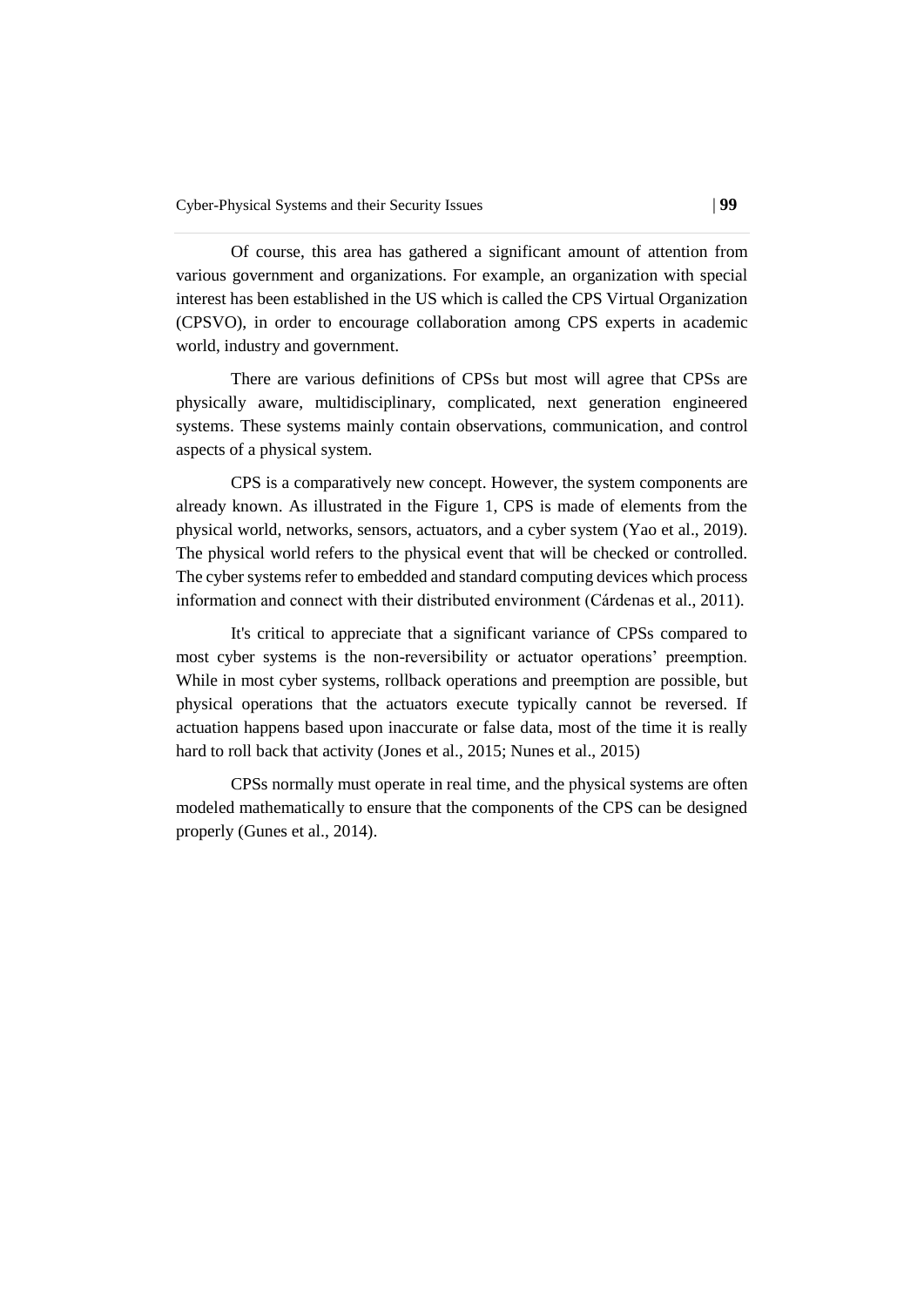Of course, this area has gathered a significant amount of attention from various government and organizations. For example, an organization with special interest has been established in the US which is called the CPS Virtual Organization (CPSVO), in order to encourage collaboration among CPS experts in academic world, industry and government.

There are various definitions of CPSs but most will agree that CPSs are physically aware, multidisciplinary, complicated, next generation engineered systems. These systems mainly contain observations, communication, and control aspects of a physical system.

CPS is a comparatively new concept. However, the system components are already known. As illustrated in the Figure 1, CPS is made of elements from the physical world, networks, sensors, actuators, and a cyber system (Yao et al., 2019). The physical world refers to the physical event that will be checked or controlled. The cyber systems refer to embedded and standard computing devices which process information and connect with their distributed environment (Cárdenas et al., 2011).

It's critical to appreciate that a significant variance of CPSs compared to most cyber systems is the non-reversibility or actuator operations' preemption. While in most cyber systems, rollback operations and preemption are possible, but physical operations that the actuators execute typically cannot be reversed. If actuation happens based upon inaccurate or false data, most of the time it is really hard to roll back that activity (Jones et al., 2015; Nunes et al., 2015)

CPSs normally must operate in real time, and the physical systems are often modeled mathematically to ensure that the components of the CPS can be designed properly (Gunes et al., 2014).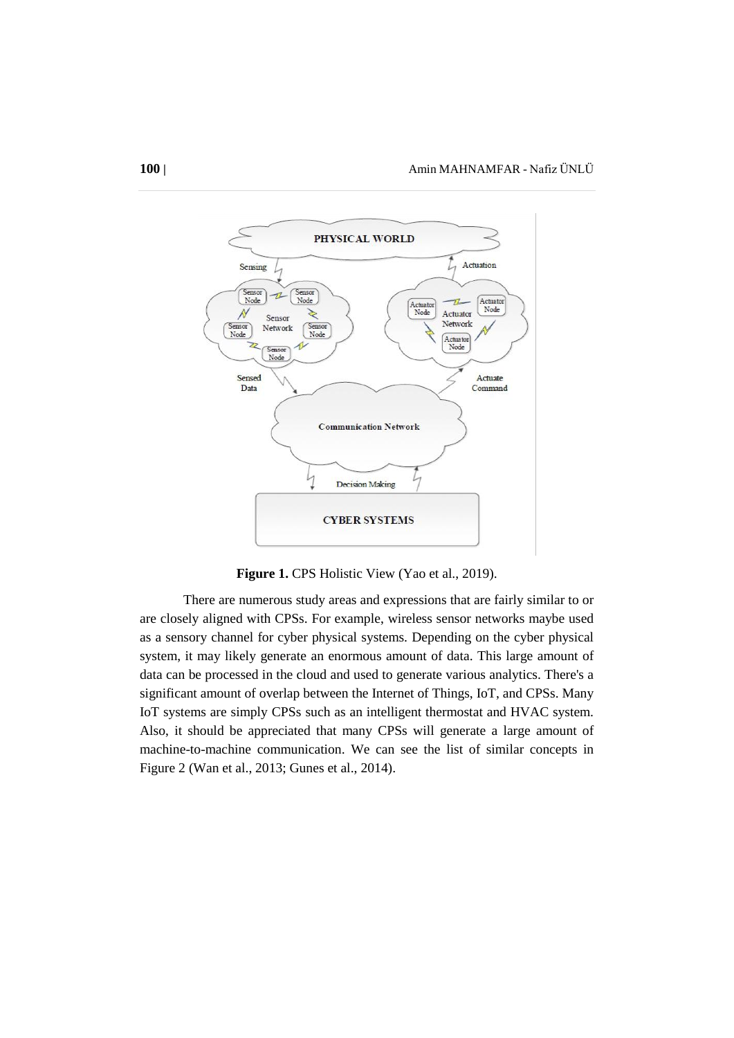**Figure 1.** CPS Holistic View (Yao et al., 2019).

There are numerous study areas and expressions that are fairly similar to or are closely aligned with CPSs. For example, wireless sensor networks maybe used as a sensory channel for cyber physical systems. Depending on the cyber physical system, it may likely generate an enormous amount of data. This large amount of data can be processed in the cloud and used to generate various analytics. There's a significant amount of overlap between the Internet of Things, IoT, and CPSs. Many IoT systems are simply CPSs such as an intelligent thermostat and HVAC system. Also, it should be appreciated that many CPSs will generate a large amount of machine-to-machine communication. We can see the list of similar concepts in Figure 2 (Wan et al., 2013; Gunes et al., 2014).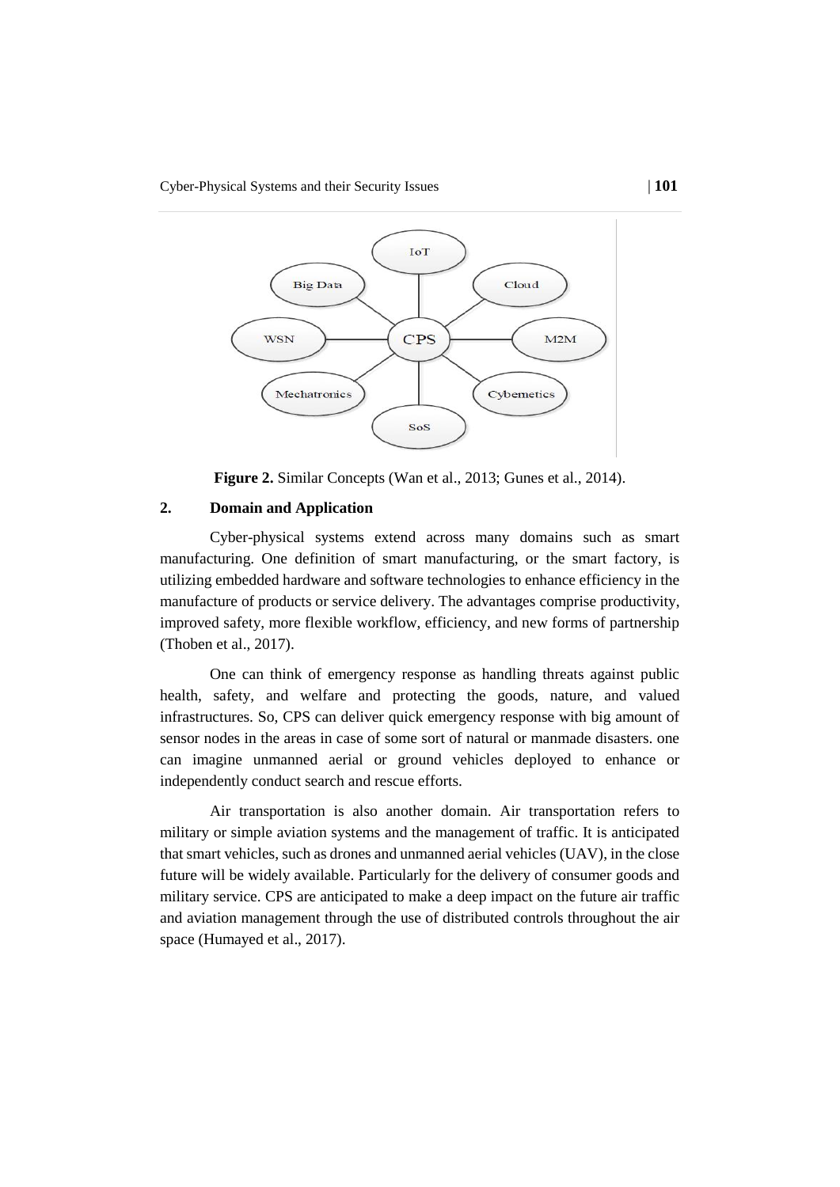**Figure 2.** Similar Concepts (Wan et al., 2013; Gunes et al., 2014).

## 2. Domain and Application

Cyber-physical systems extend across many domains such as smart manufacturing. One definition of smart manufacturing, or the smart factory, is utilizing embedded hardware and software technologies to enhance efficiency in the manufacture of products or service delivery. The advantages comprise productivity, improved safety, more flexible workflow, efficiency, and new forms of partnership (Thoben et al., 2017).

One can think of emergency response as handling threats against public health, safety, and welfare and protecting the goods, nature, and valued infrastructures. So, CPS can deliver quick emergency response with big amount of sensor nodes in the areas in case of some sort of natural or manmade disasters. one can imagine unmanned aerial or ground vehicles deployed to enhance or independently conduct search and rescue efforts.

Air transportation is also another domain. Air transportation refers to military or simple aviation systems and the management of traffic. It is anticipated that smart vehicles, such as drones and unmanned aerial vehicles (UAV), in the close future will be widely available. Particularly for the delivery of consumer goods and military service. CPS are anticipated to make a deep impact on the future air traffic and aviation management through the use of distributed controls throughout the air space (Humayed et al., 2017).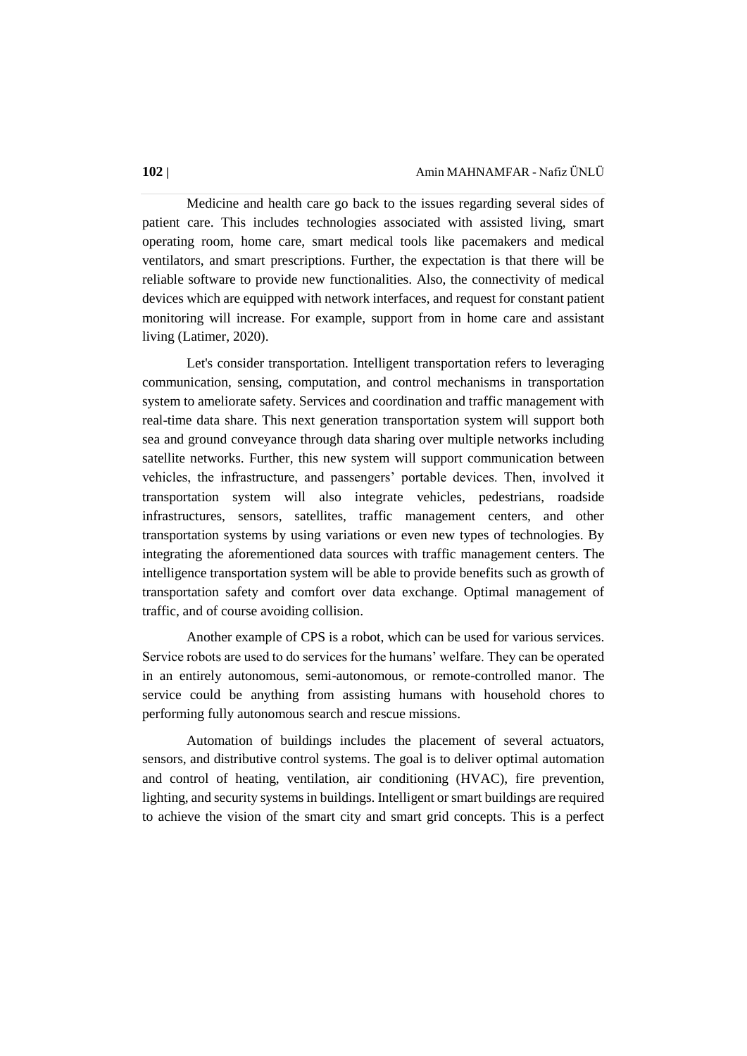Medicine and health care go back to the issues regarding several sides of patient care. This includes technologies associated with assisted living, smart operating room, home care, smart medical tools like pacemakers and medical ventilators, and smart prescriptions. Further, the expectation is that there will be reliable software to provide new functionalities. Also, the connectivity of medical devices which are equipped with network interfaces, and request for constant patient monitoring will increase. For example, support from in home care and assistant living (Latimer, 2020).

Let's consider transportation. Intelligent transportation refers to leveraging communication, sensing, computation, and control mechanisms in transportation system to ameliorate safety. Services and coordination and traffic management with real-time data share. This next generation transportation system will support both sea and ground conveyance through data sharing over multiple networks including satellite networks. Further, this new system will support communication between vehicles, the infrastructure, and passengers' portable devices. Then, involved it transportation system will also integrate vehicles, pedestrians, roadside infrastructures, sensors, satellites, traffic management centers, and other transportation systems by using variations or even new types of technologies. By integrating the aforementioned data sources with traffic management centers. The intelligence transportation system will be able to provide benefits such as growth of transportation safety and comfort over data exchange. Optimal management of traffic, and of course avoiding collision.

Another example of CPS is a robot, which can be used for various services. Service robots are used to do services for the humans' welfare. They can be operated in an entirely autonomous, semi-autonomous, or remote-controlled manor. The service could be anything from assisting humans with household chores to performing fully autonomous search and rescue missions.

Automation of buildings includes the placement of several actuators, sensors, and distributive control systems. The goal is to deliver optimal automation and control of heating, ventilation, air conditioning (HVAC), fire prevention, lighting, and security systems in buildings. Intelligent or smart buildings are required to achieve the vision of the smart city and smart grid concepts. This is a perfect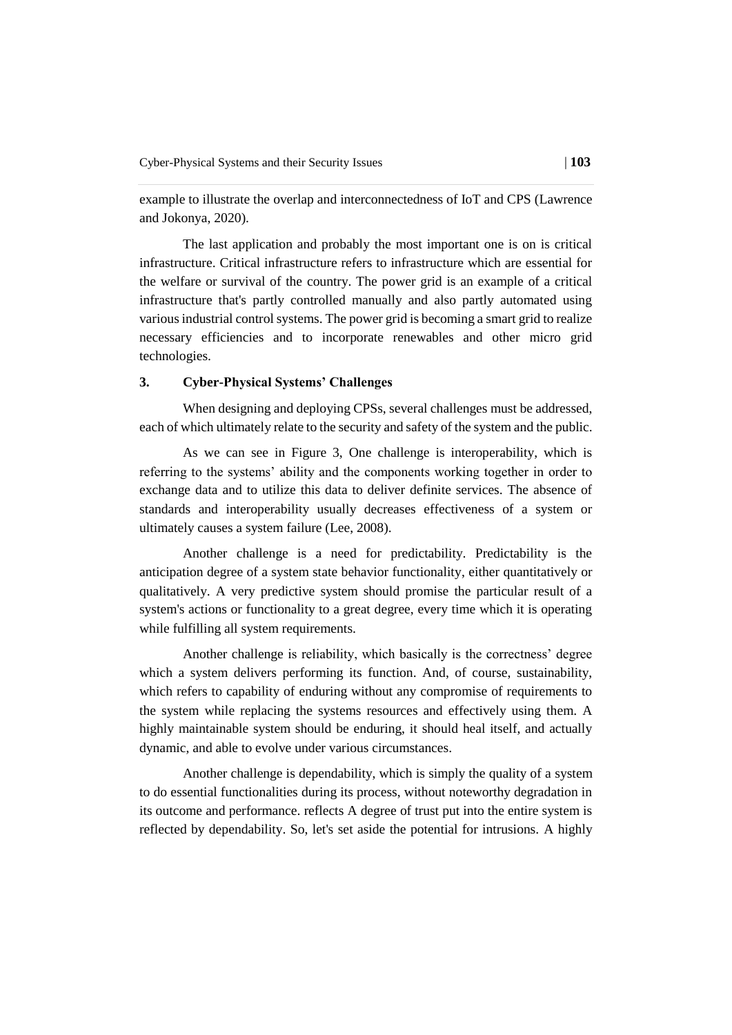example to illustrate the overlap and interconnectedness of IoT and CPS (Lawrence and Jokonya, 2020).

The last application and probably the most important one is on is critical infrastructure. Critical infrastructure refers to infrastructure which are essential for the welfare or survival of the country. The power grid is an example of a critical infrastructure that's partly controlled manually and also partly automated using various industrial control systems. The power grid is becoming a smart grid to realize necessary efficiencies and to incorporate renewables and other micro grid technologies.

## 3. Cyber-Physical Systems' Challenges

When designing and deploying CPSs, several challenges must be addressed, each of which ultimately relate to the security and safety of the system and the public.

As we can see in Figure 3, One challenge is interoperability, which is referring to the systems' ability and the components working together in order to exchange data and to utilize this data to deliver definite services. The absence of standards and interoperability usually decreases effectiveness of a system or ultimately causes a system failure (Lee, 2008).

Another challenge is a need for predictability. Predictability is the anticipation degree of a system state behavior functionality, either quantitatively or qualitatively. A very predictive system should promise the particular result of a system's actions or functionality to a great degree, every time which it is operating while fulfilling all system requirements.

Another challenge is reliability, which basically is the correctness' degree which a system delivers performing its function. And, of course, sustainability, which refers to capability of enduring without any compromise of requirements to the system while replacing the systems resources and effectively using them. A highly maintainable system should be enduring, it should heal itself, and actually dynamic, and able to evolve under various circumstances.

Another challenge is dependability, which is simply the quality of a system to do essential functionalities during its process, without noteworthy degradation in its outcome and performance. reflects A degree of trust put into the entire system is reflected by dependability. So, let's set aside the potential for intrusions. A highly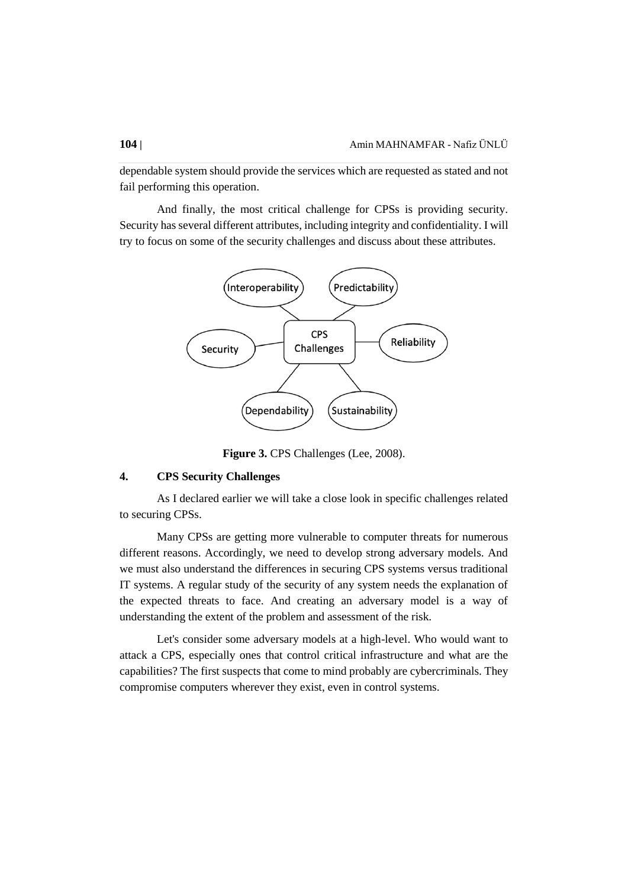dependable system should provide the services which are requested as stated and not fail performing this operation.

And finally, the most critical challenge for CPSs is providing security. Security has several different attributes, including integrity and confidentiality. I will try to focus on some of the security challenges and discuss about these attributes.

**Figure 3.** CPS Challenges (Lee, 2008).

## 4. CPS Security Challenges

As I declared earlier we will take a close look in specific challenges related to securing CPSs.

Many CPSs are getting more vulnerable to computer threats for numerous different reasons. Accordingly, we need to develop strong adversary models. And we must also understand the differences in securing CPS systems versus traditional IT systems. A regular study of the security of any system needs the explanation of the expected threats to face. And creating an adversary model is a way of understanding the extent of the problem and assessment of the risk.

Let's consider some adversary models at a high-level. Who would want to attack a CPS, especially ones that control critical infrastructure and what are the capabilities? The first suspects that come to mind probably are cybercriminals. They compromise computers wherever they exist, even in control systems.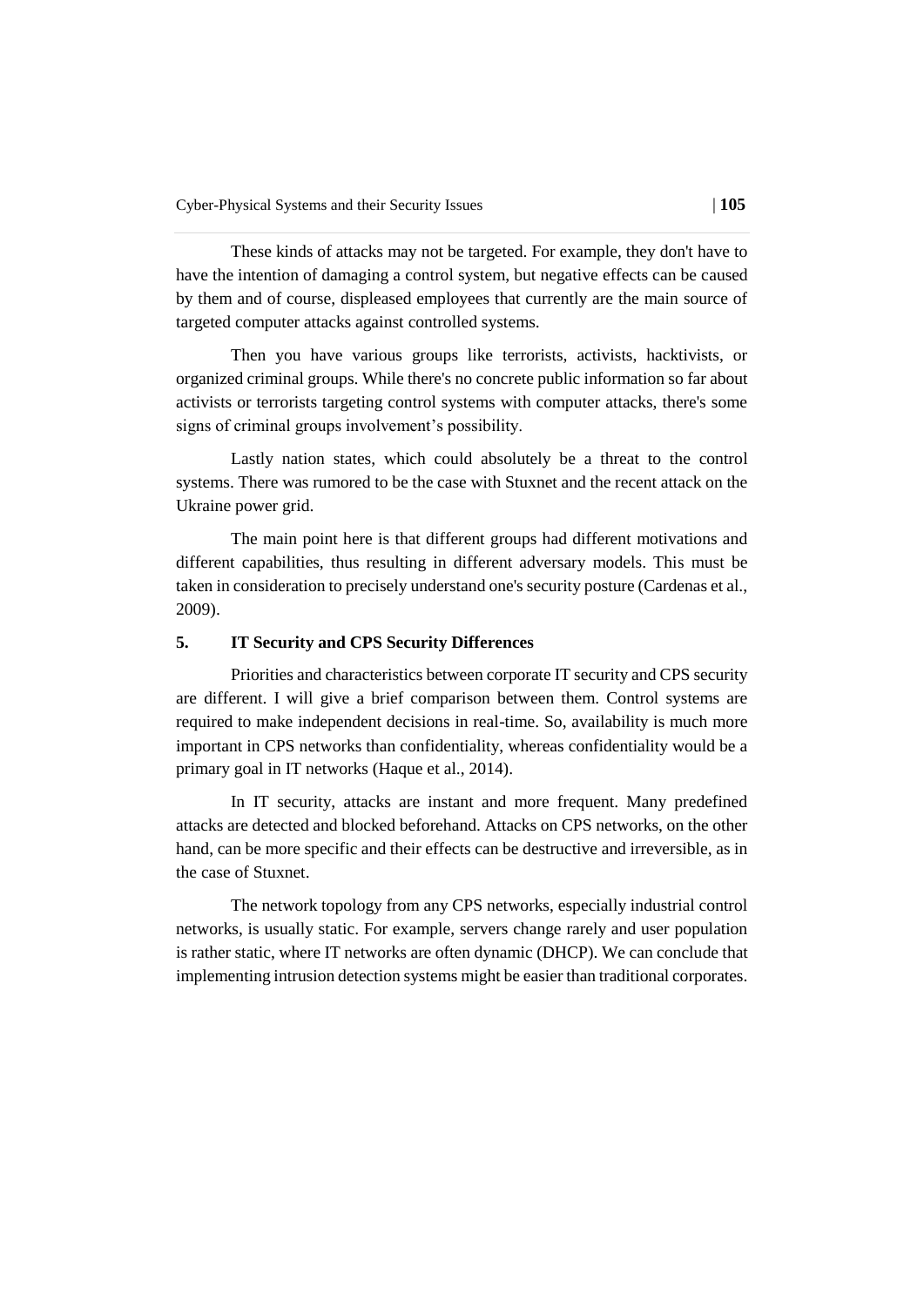These kinds of attacks may not be targeted. For example, they don't have to have the intention of damaging a control system, but negative effects can be caused by them and of course, displeased employees that currently are the main source of targeted computer attacks against controlled systems.

Then you have various groups like terrorists, activists, hacktivists, or organized criminal groups. While there's no concrete public information so far about activists or terrorists targeting control systems with computer attacks, there's some signs of criminal groups involvement's possibility.

Lastly nation states, which could absolutely be a threat to the control systems. There was rumored to be the case with Stuxnet and the recent attack on the Ukraine power grid.

The main point here is that different groups had different motivations and different capabilities, thus resulting in different adversary models. This must be taken in consideration to precisely understand one's security posture (Cardenas et al., 2009).

## 5. IT Security and CPS Security Differences

Priorities and characteristics between corporate IT security and CPS security are different. I will give a brief comparison between them. Control systems are required to make independent decisions in real-time. So, availability is much more important in CPS networks than confidentiality, whereas confidentiality would be a primary goal in IT networks (Haque et al., 2014).

In IT security, attacks are instant and more frequent. Many predefined attacks are detected and blocked beforehand. Attacks on CPS networks, on the other hand, can be more specific and their effects can be destructive and irreversible, as in the case of Stuxnet.

The network topology from any CPS networks, especially industrial control networks, is usually static. For example, servers change rarely and user population is rather static, where IT networks are often dynamic (DHCP). We can conclude that implementing intrusion detection systems might be easier than traditional corporates.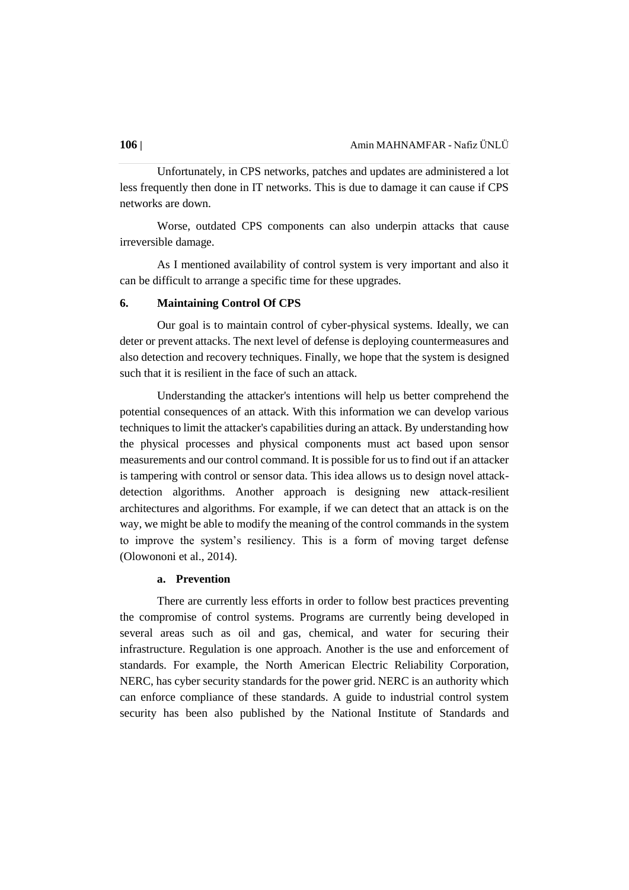Unfortunately, in CPS networks, patches and updates are administered a lot less frequently then done in IT networks. This is due to damage it can cause if CPS networks are down.

Worse, outdated CPS components can also underpin attacks that cause irreversible damage.

As I mentioned availability of control system is very important and also it can be difficult to arrange a specific time for these upgrades.

## 6. Maintaining Control Of CPS

Our goal is to maintain control of cyber-physical systems. Ideally, we can deter or prevent attacks. The next level of defense is deploying countermeasures and also detection and recovery techniques. Finally, we hope that the system is designed such that it is resilient in the face of such an attack.

Understanding the attacker's intentions will help us better comprehend the potential consequences of an attack. With this information we can develop various techniques to limit the attacker's capabilities during an attack. By understanding how the physical processes and physical components must act based upon sensor measurements and our control command. It is possible for us to find out if an attacker is tampering with control or sensor data. This idea allows us to design novel attack-detection algorithms. Another approach is designing new attack-resilient architectures and algorithms. For example, if we can detect that an attack is on the way, we might be able to modify the meaning of the control commands in the system to improve the system's resiliency. This is a form of moving target defense (Olowononi et al., 2014).

### a. Prevention

There are currently less efforts in order to follow best practices preventing the compromise of control systems. Programs are currently being developed in several areas such as oil and gas, chemical, and water for securing their infrastructure. Regulation is one approach. Another is the use and enforcement of standards. For example, the North American Electric Reliability Corporation, NERC, has cyber security standards for the power grid. NERC is an authority which can enforce compliance of these standards. A guide to industrial control system security has been also published by the National Institute of Standards and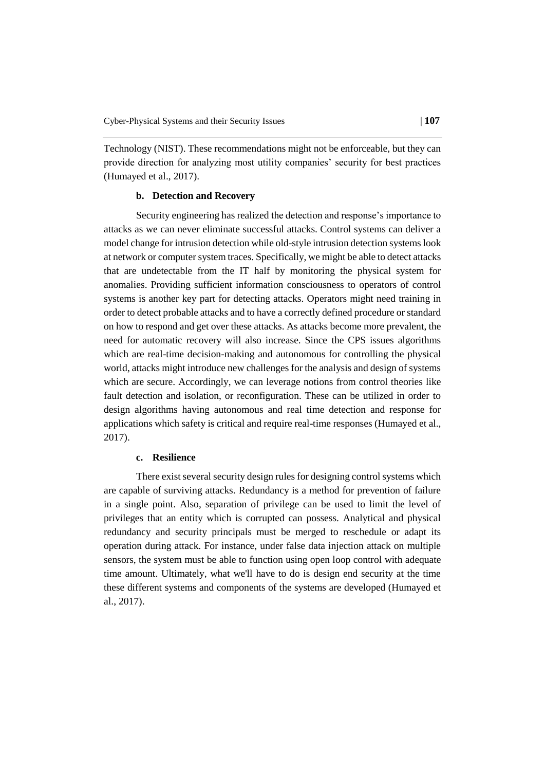Technology (NIST). These recommendations might not be enforceable, but they can provide direction for analyzing most utility companies' security for best practices (Humayed et al., 2017).

#### b. Detection and Recovery

Security engineering has realized the detection and response's importance to attacks as we can never eliminate successful attacks. Control systems can deliver a model change for intrusion detection while old-style intrusion detection systems look at network or computer system traces. Specifically, we might be able to detect attacks that are undetectable from the IT half by monitoring the physical system for anomalies. Providing sufficient information consciousness to operators of control systems is another key part for detecting attacks. Operators might need training in order to detect probable attacks and to have a correctly defined procedure or standard on how to respond and get over these attacks. As attacks become more prevalent, the need for automatic recovery will also increase. Since the CPS issues algorithms which are real-time decision-making and autonomous for controlling the physical world, attacks might introduce new challenges for the analysis and design of systems which are secure. Accordingly, we can leverage notions from control theories like fault detection and isolation, or reconfiguration. These can be utilized in order to design algorithms having autonomous and real time detection and response for applications which safety is critical and require real-time responses (Humayed et al., 2017).

#### c. Resilience

There exist several security design rules for designing control systems which are capable of surviving attacks. Redundancy is a method for prevention of failure in a single point. Also, separation of privilege can be used to limit the level of privileges that an entity which is corrupted can possess. Analytical and physical redundancy and security principals must be merged to reschedule or adapt its operation during attack. For instance, under false data injection attack on multiple sensors, the system must be able to function using open loop control with adequate time amount. Ultimately, what we'll have to do is design end security at the time these different systems and components of the systems are developed (Humayed et al., 2017).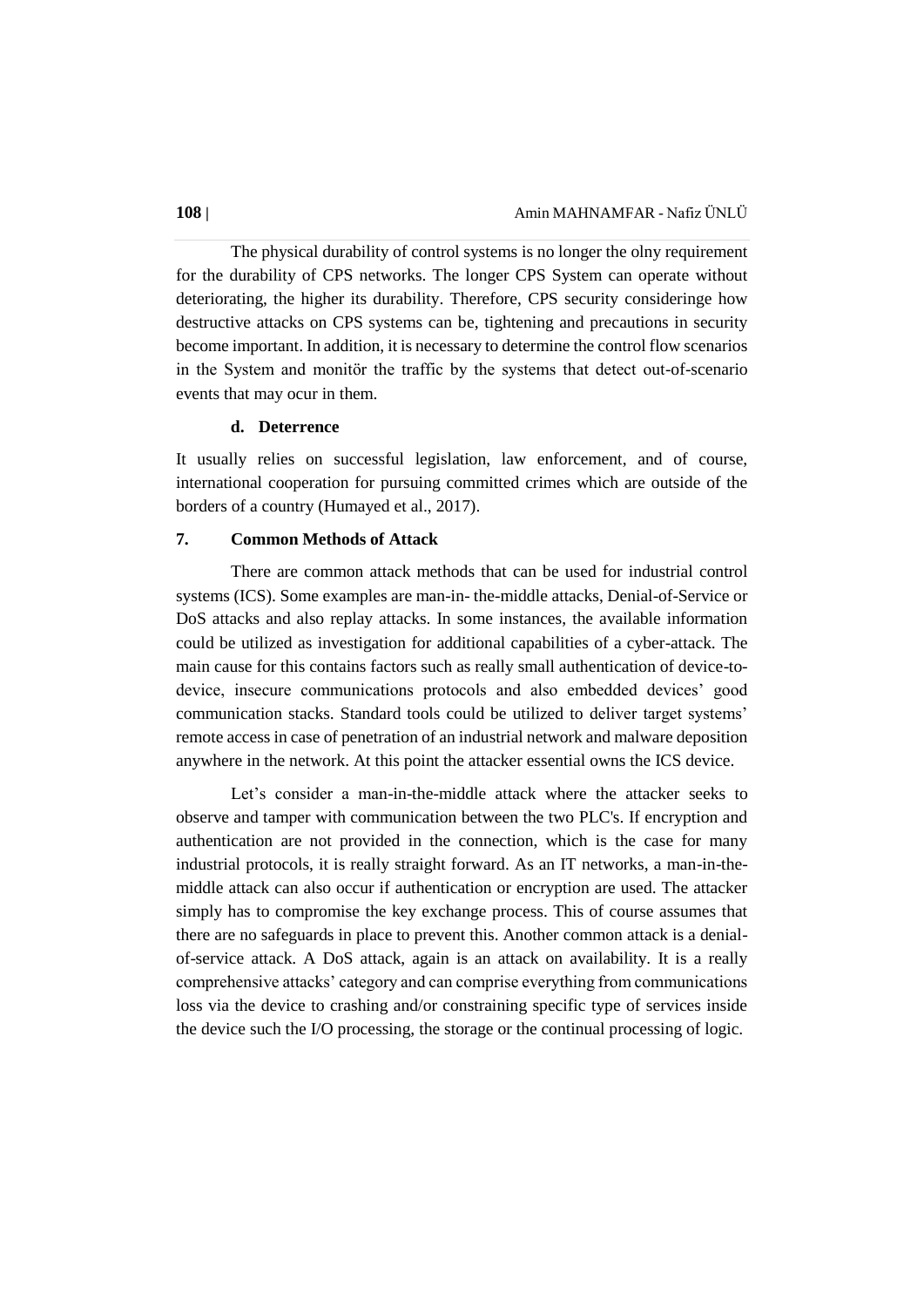The physical durability of control systems is no longer the olny requirement for the durability of CPS networks. The longer CPS System can operate without deteriorating, the higher its durability. Therefore, CPS security consideringe how destructive attacks on CPS systems can be, tightening and precautions in security become important. In addition, it is necessary to determine the control flow scenarios in the System and monitör the traffic by the systems that detect out-of-scenario events that may ocur in them.

#### d. Deterrence

It usually relies on successful legislation, law enforcement, and of course, international cooperation for pursuing committed crimes which are outside of the borders of a country (Humayed et al., 2017).

## 7. Common Methods of Attack

There are common attack methods that can be used for industrial control systems (ICS). Some examples are man-in- the-middle attacks, Denial-of-Service or DoS attacks and also replay attacks. In some instances, the available information could be utilized as investigation for additional capabilities of a cyber-attack. The main cause for this contains factors such as really small authentication of device-to-device, insecure communications protocols and also embedded devices' good communication stacks. Standard tools could be utilized to deliver target systems' remote access in case of penetration of an industrial network and malware deposition anywhere in the network. At this point the attacker essential owns the ICS device.

Let's consider a man-in-the-middle attack where the attacker seeks to observe and tamper with communication between the two PLC's. If encryption and authentication are not provided in the connection, which is the case for many industrial protocols, it is really straight forward. As an IT networks, a man-in-the-middle attack can also occur if authentication or encryption are used. The attacker simply has to compromise the key exchange process. This of course assumes that there are no safeguards in place to prevent this. Another common attack is a denial-of-service attack. A DoS attack, again is an attack on availability. It is a really comprehensive attacks' category and can comprise everything from communications loss via the device to crashing and/or constraining specific type of services inside the device such the I/O processing, the storage or the continual processing of logic.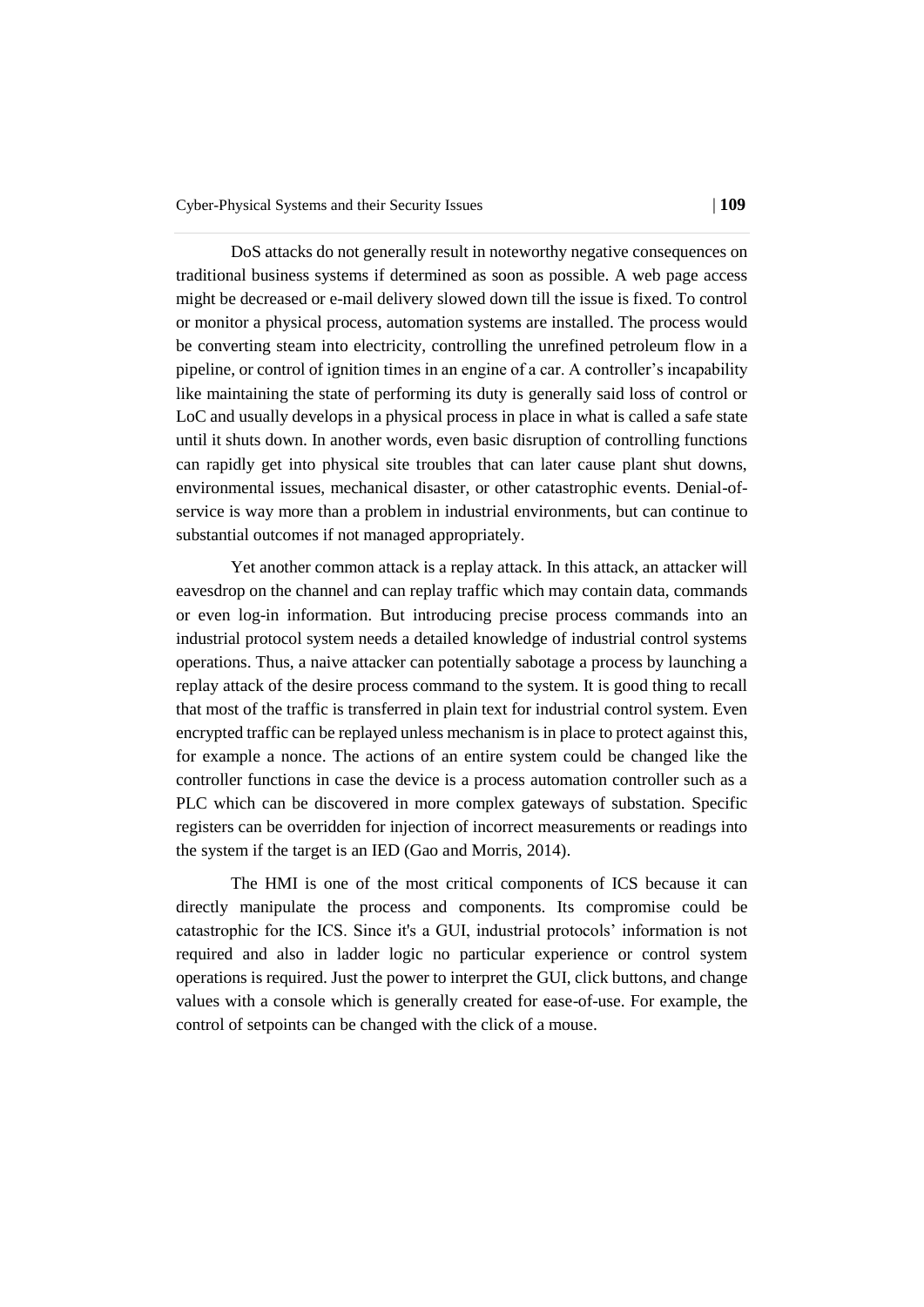DoS attacks do not generally result in noteworthy negative consequences on traditional business systems if determined as soon as possible. A web page access might be decreased or e-mail delivery slowed down till the issue is fixed. To control or monitor a physical process, automation systems are installed. The process would be converting steam into electricity, controlling the unrefined petroleum flow in a pipeline, or control of ignition times in an engine of a car. A controller's incapability like maintaining the state of performing its duty is generally said loss of control or LoC and usually develops in a physical process in place in what is called a safe state until it shuts down. In another words, even basic disruption of controlling functions can rapidly get into physical site troubles that can later cause plant shut downs, environmental issues, mechanical disaster, or other catastrophic events. Denial-of-service is way more than a problem in industrial environments, but can continue to substantial outcomes if not managed appropriately.

Yet another common attack is a replay attack. In this attack, an attacker will eavesdrop on the channel and can replay traffic which may contain data, commands or even log-in information. But introducing precise process commands into an industrial protocol system needs a detailed knowledge of industrial control systems operations. Thus, a naive attacker can potentially sabotage a process by launching a replay attack of the desire process command to the system. It is good thing to recall that most of the traffic is transferred in plain text for industrial control system. Even encrypted traffic can be replayed unless mechanism is in place to protect against this, for example a nonce. The actions of an entire system could be changed like the controller functions in case the device is a process automation controller such as a PLC which can be discovered in more complex gateways of substation. Specific registers can be overridden for injection of incorrect measurements or readings into the system if the target is an IED (Gao and Morris, 2014).

The HMI is one of the most critical components of ICS because it can directly manipulate the process and components. Its compromise could be catastrophic for the ICS. Since it's a GUI, industrial protocols' information is not required and also in ladder logic no particular experience or control system operations is required. Just the power to interpret the GUI, click buttons, and change values with a console which is generally created for ease-of-use. For example, the control of setpoints can be changed with the click of a mouse.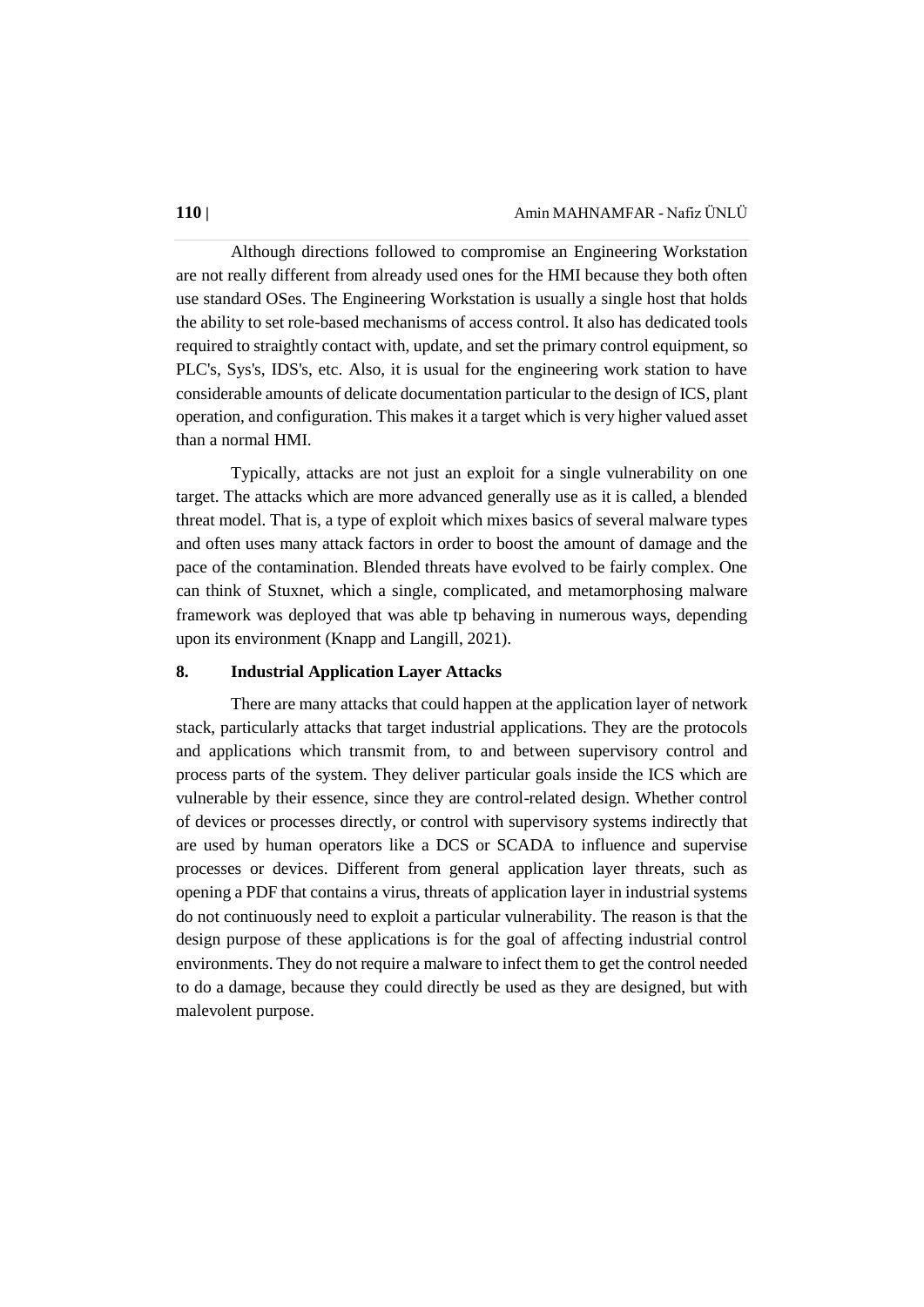Although directions followed to compromise an Engineering Workstation are not really different from already used ones for the HMI because they both often use standard OSes. The Engineering Workstation is usually a single host that holds the ability to set role-based mechanisms of access control. It also has dedicated tools required to straightly contact with, update, and set the primary control equipment, so PLC's, Sys's, IDS's, etc. Also, it is usual for the engineering work station to have considerable amounts of delicate documentation particular to the design of ICS, plant operation, and configuration. This makes it a target which is very higher valued asset than a normal HMI.

Typically, attacks are not just an exploit for a single vulnerability on one target. The attacks which are more advanced generally use as it is called, a blended threat model. That is, a type of exploit which mixes basics of several malware types and often uses many attack factors in order to boost the amount of damage and the pace of the contamination. Blended threats have evolved to be fairly complex. One can think of Stuxnet, which a single, complicated, and metamorphosing malware framework was deployed that was able tp behaving in numerous ways, depending upon its environment (Knapp and Langill, 2021).

## 8. Industrial Application Layer Attacks

There are many attacks that could happen at the application layer of network stack, particularly attacks that target industrial applications. They are the protocols and applications which transmit from, to and between supervisory control and process parts of the system. They deliver particular goals inside the ICS which are vulnerable by their essence, since they are control-related design. Whether control of devices or processes directly, or control with supervisory systems indirectly that are used by human operators like a DCS or SCADA to influence and supervise processes or devices. Different from general application layer threats, such as opening a PDF that contains a virus, threats of application layer in industrial systems do not continuously need to exploit a particular vulnerability. The reason is that the design purpose of these applications is for the goal of affecting industrial control environments. They do not require a malware to infect them to get the control needed to do a damage, because they could directly be used as they are designed, but with malevolent purpose.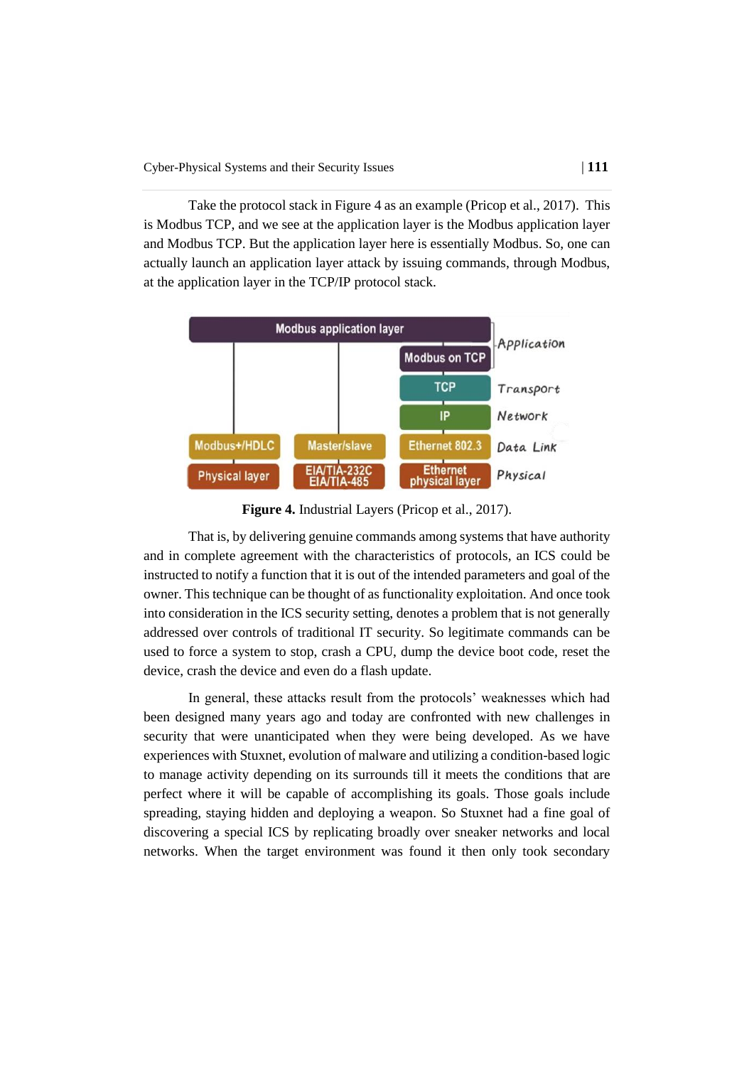Take the protocol stack in Figure 4 as an example (Pricop et al., 2017). This is Modbus TCP, and we see at the application layer is the Modbus application layer and Modbus TCP. But the application layer here is essentially Modbus. So, one can actually launch an application layer attack by issuing commands, through Modbus, at the application layer in the TCP/IP protocol stack.

**Figure 4.** Industrial Layers (Pricop et al., 2017).

That is, by delivering genuine commands among systems that have authority and in complete agreement with the characteristics of protocols, an ICS could be instructed to notify a function that it is out of the intended parameters and goal of the owner. This technique can be thought of as functionality exploitation. And once took into consideration in the ICS security setting, denotes a problem that is not generally addressed over controls of traditional IT security. So legitimate commands can be used to force a system to stop, crash a CPU, dump the device boot code, reset the device, crash the device and even do a flash update.

In general, these attacks result from the protocols' weaknesses which had been designed many years ago and today are confronted with new challenges in security that were unanticipated when they were being developed. As we have experiences with Stuxnet, evolution of malware and utilizing a condition-based logic to manage activity depending on its surrounds till it meets the conditions that are perfect where it will be capable of accomplishing its goals. Those goals include spreading, staying hidden and deploying a weapon. So Stuxnet had a fine goal of discovering a special ICS by replicating broadly over sneaker networks and local networks. When the target environment was found it then only took secondary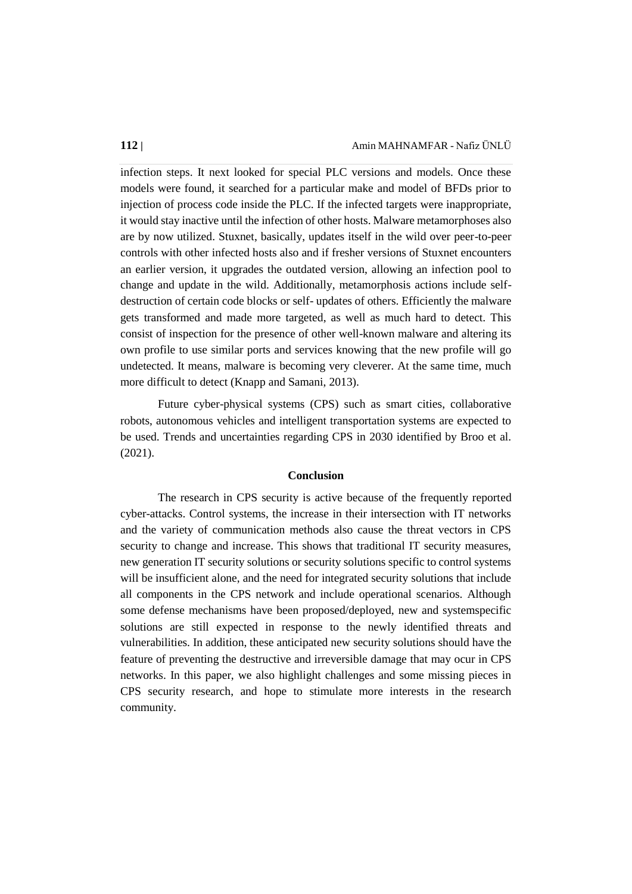infection steps. It next looked for special PLC versions and models. Once these models were found, it searched for a particular make and model of BFDs prior to injection of process code inside the PLC. If the infected targets were inappropriate, it would stay inactive until the infection of other hosts. Malware metamorphoses also are by now utilized. Stuxnet, basically, updates itself in the wild over peer-to-peer controls with other infected hosts also and if fresher versions of Stuxnet encounters an earlier version, it upgrades the outdated version, allowing an infection pool to change and update in the wild. Additionally, metamorphosis actions include self-destruction of certain code blocks or self- updates of others. Efficiently the malware gets transformed and made more targeted, as well as much hard to detect. This consist of inspection for the presence of other well-known malware and altering its own profile to use similar ports and services knowing that the new profile will go undetected. It means, malware is becoming very cleverer. At the same time, much more difficult to detect (Knapp and Samani, 2013).

Future cyber-physical systems (CPS) such as smart cities, collaborative robots, autonomous vehicles and intelligent transportation systems are expected to be used. Trends and uncertainties regarding CPS in 2030 identified by Broo et al. (2021).

## Conclusion

The research in CPS security is active because of the frequently reported cyber-attacks. Control systems, the increase in their intersection with IT networks and the variety of communication methods also cause the threat vectors in CPS security to change and increase. This shows that traditional IT security measures, new generation IT security solutions or security solutions specific to control systems will be insufficient alone, and the need for integrated security solutions that include all components in the CPS network and include operational scenarios. Although some defense mechanisms have been proposed/deployed, new and systemspecific solutions are still expected in response to the newly identified threats and vulnerabilities. In addition, these anticipated new security solutions should have the feature of preventing the destructive and irreversible damage that may ocur in CPS networks. In this paper, we also highlight challenges and some missing pieces in CPS security research, and hope to stimulate more interests in the research community.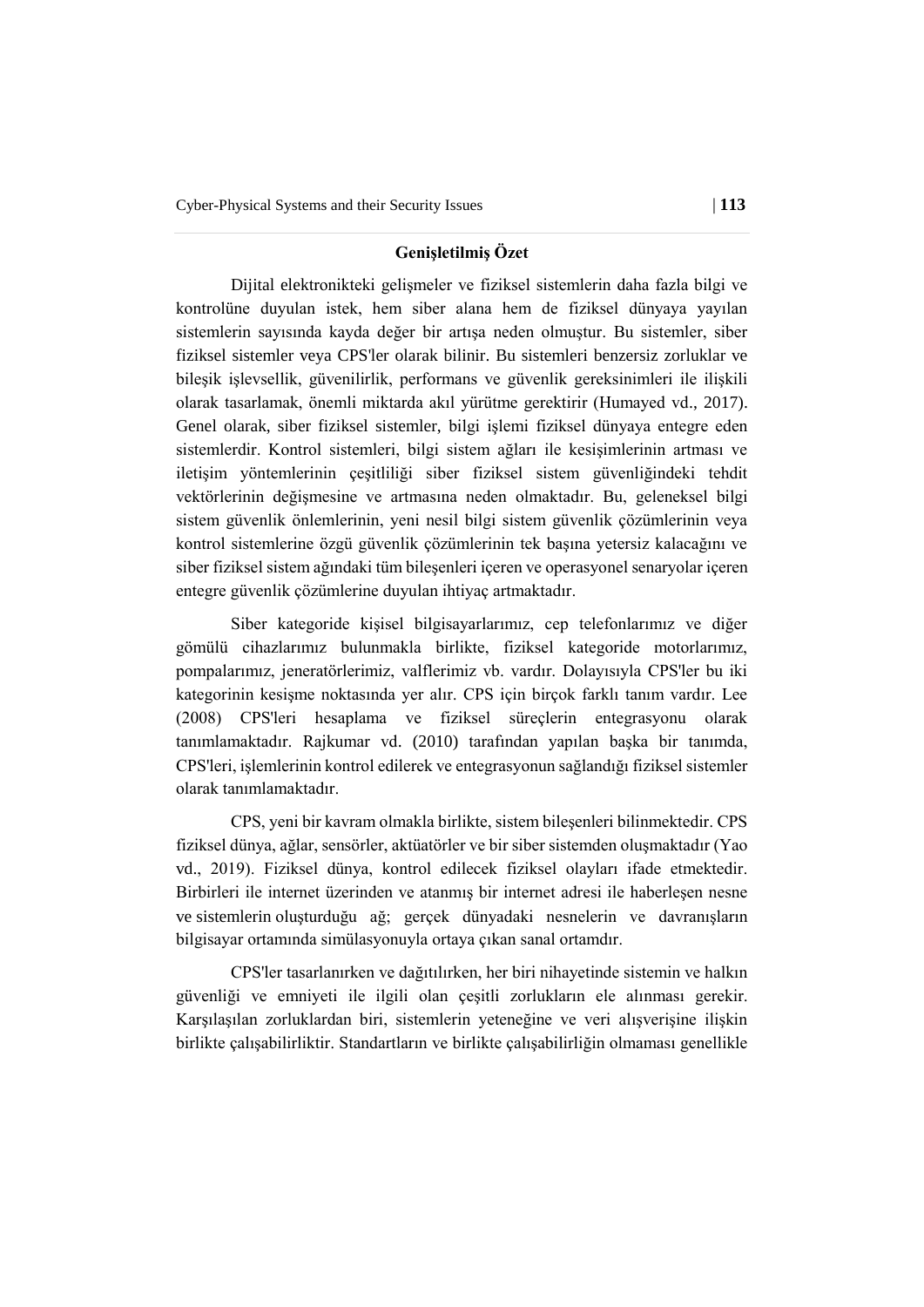## Genişletilmiş Özet

Dijital elektronikteki gelişmeler ve fiziksel sistemlerin daha fazla bilgi ve kontrolüne duyulan istek, hem siber alana hem de fiziksel dünyaya yayılan sistemlerin sayısında kayda değer bir artışa neden olmuştur. Bu sistemler, siber fiziksel sistemler veya CPS'ler olarak bilinir. Bu sistemleri benzersiz zorluklar ve bileşik işlevsellik, güvenilirlik, performans ve güvenlik gereksinimleri ile ilişkili olarak tasarlamak, önemli miktarda akıl yürütme gerektirir (Humayed vd., 2017). Genel olarak, siber fiziksel sistemler, bilgi işlemi fiziksel dünyaya entegre eden sistemlerdir. Kontrol sistemleri, bilgi sistem ağları ile kesişimlerinin artması ve iletişim yöntemlerinin çeşitliliği siber fiziksel sistem güvenliğindeki tehdit vektörlerinin değişmesine ve artmasına neden olmaktadır. Bu, geleneksel bilgi sistem güvenlik önlemlerinin, yeni nesil bilgi sistem güvenlik çözümlerinin veya kontrol sistemlerine özgü güvenlik çözümlerinin tek başına yetersiz kalacağını ve siber fiziksel sistem ağındaki tüm bileşenleri içeren ve operasyonel senaryolar içeren entegre güvenlik çözümlerine duyulan ihtiyaç artmaktadır.

Siber kategoride kişisel bilgisayarlarımız, cep telefonlarımız ve diğer gömülü cihazlarımız bulunmakla birlikte, fiziksel kategoride motorlarımız, pompalarımız, jeneratörlerimiz, valflerimiz vb. vardır. Dolayısıyla CPS'ler bu iki kategorinin kesişme noktasında yer alır. CPS için birçok farklı tanım vardır. Lee (2008) CPS'leri hesaplama ve fiziksel süreçlerin entegrasyonu olarak tanımlamaktadır. Rajkumar vd. (2010) tarafından yapılan başka bir tanımda, CPS'leri, işlemlerinin kontrol edilerek ve entegrasyonun sağlandığı fiziksel sistemler olarak tanımlamaktadır.

CPS, yeni bir kavram olmakla birlikte, sistem bileşenleri bilinmektedir. CPS fiziksel dünya, ağlar, sensörler, aktüatörler ve bir siber sistemden oluşmaktadır (Yao vd., 2019). Fiziksel dünya, kontrol edilecek fiziksel olayları ifade etmektedir. Birbirleri ile internet üzerinden ve atanmış bir internet adresi ile haberleşen nesne ve sistemlerin oluşturduğu ağ; gerçek dünyadaki nesnelerin ve davranışların bilgisayar ortamında simülasyonuyla ortaya çıkan sanal ortamdır.

CPS'ler tasarlanırken ve dağıtılırken, her biri nihayetinde sistemin ve halkın güvenliği ve emniyeti ile ilgili olan çeşitli zorlukların ele alınması gerekir. Karşılaşılan zorluklardan biri, sistemlerin yeteneğine ve veri alışverişine ilişkin birlikte çalışabilirliktir. Standartların ve birlikte çalışabilirliğin olmaması genellikle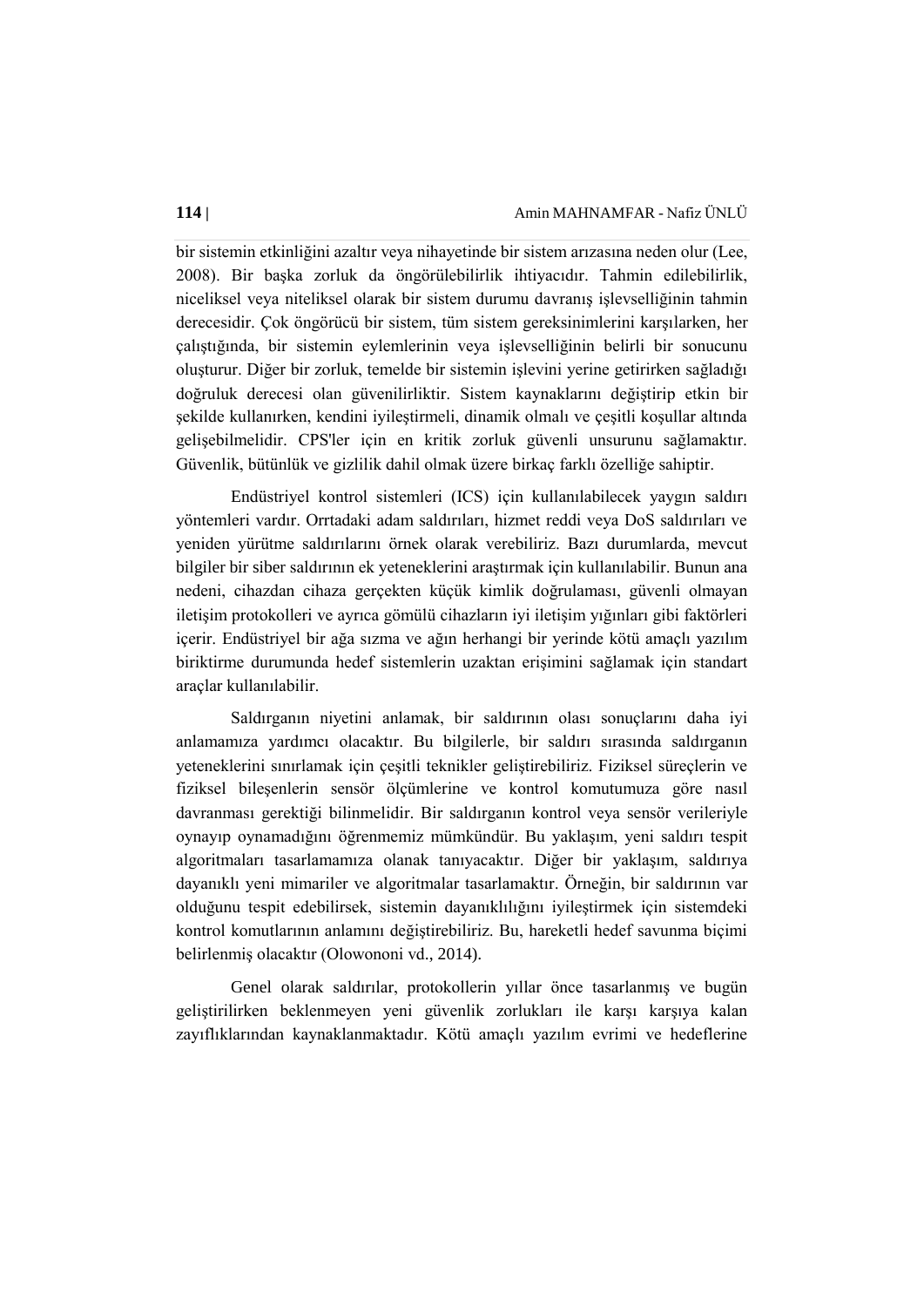bir sistemin etkinliğini azaltır veya nihayetinde bir sistem arızasına neden olur (Lee, 2008). Bir başka zorluk da öngörülebilirlik ihtiyacıdır. Tahmin edilebilirlik, niceliksel veya niteliksel olarak bir sistem durumu davranış işlevselliğinin tahmin derecesidir. Çok öngörücü bir sistem, tüm sistem gereksinimlerini karşılarken, her çalıştığında, bir sistemin eylemlerinin veya işlevselliğinin belirli bir sonucunu oluşturur. Diğer bir zorluk, temelde bir sistemin işlevini yerine getirirken sağladığı doğruluk derecesi olan güvenilirliktir. Sistem kaynaklarını değiştirip etkin bir şekilde kullanırken, kendini iyileştirmeli, dinamik olmalı ve çeşitli koşullar altında gelişebilmelidir. CPS'ler için en kritik zorluk güvenli unsurunu sağlamaktır. Güvenlik, bütünlük ve gizlilik dahil olmak üzere birkaç farklı özelliğe sahiptir.

Endüstriyel kontrol sistemleri (ICS) için kullanılabilecek yaygın saldırı yöntemleri vardır. Orrtadaki adam saldırıları, hizmet reddi veya DoS saldırıları ve yeniden yürütme saldırılarını örnek olarak verebiliriz. Bazı durumlarda, mevcut bilgiler bir siber saldırının ek yeteneklerini araştırmak için kullanılabilir. Bunun ana nedeni, cihazdan cihaza gerçekten küçük kimlik doğrulaması, güvenli olmayan iletişim protokolleri ve ayrıca gömülü cihazların iyi iletişim yığınları gibi faktörleri içerir. Endüstriyel bir ağa sızma ve ağın herhangi bir yerinde kötü amaçlı yazılım biriktirme durumunda hedef sistemlerin uzaktan erişimini sağlamak için standart araçlar kullanılabilir.

Saldırganın niyetini anlamak, bir saldırının olası sonuçlarını daha iyi anlamamıza yardımcı olacaktır. Bu bilgilerle, bir saldırı sırasında saldırganın yeteneklerini sınırlamak için çeşitli teknikler geliştirebiliriz. Fiziksel süreçlerin ve fiziksel bileşenlerin sensör ölçümlerine ve kontrol komutumuza göre nasıl davranması gerektiği bilinmelidir. Bir saldırganın kontrol veya sensör verileriyle oynayıp oynamadığını öğrenmemiz mümkündür. Bu yaklaşım, yeni saldırı tespit algoritmaları tasarlamamıza olanak tanıyacaktır. Diğer bir yaklaşım, saldırıya dayanıklı yeni mimariler ve algoritmalar tasarlamaktır. Örneğin, bir saldırının var olduğunu tespit edebilirsek, sistemin dayanıklılığını iyileştirmek için sistemdeki kontrol komutlarının anlamını değiştirebiliriz. Bu, hareketli hedef savunma biçimi belirlenmiş olacaktır (Olowononi vd., 2014).

Genel olarak saldırılar, protokollerin yıllar önce tasarlanmış ve bugün geliştirilirken beklenmeyen yeni güvenlik zorlukları ile karşı karşıya kalan zayıflıklarından kaynaklanmaktadır. Kötü amaçlı yazılım evrimi ve hedeflerine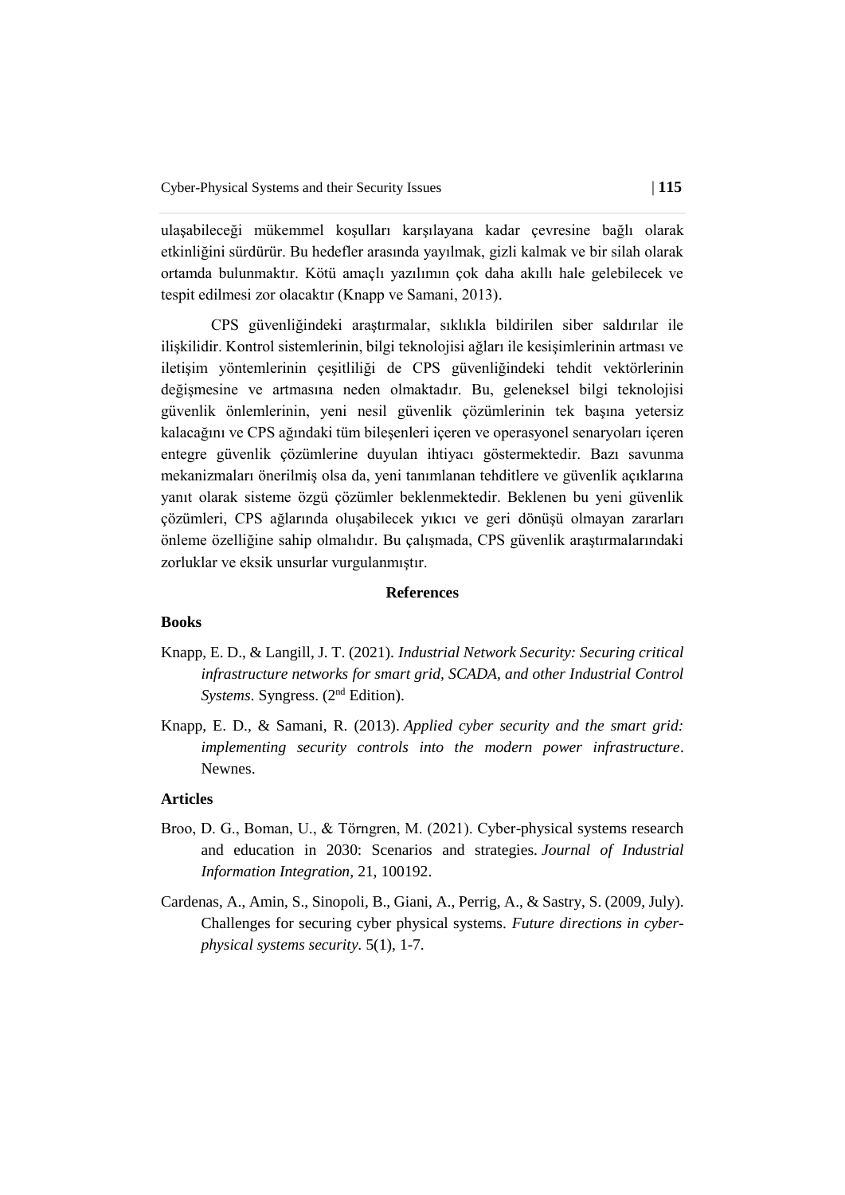ulaşabileceği mükemmel koşulları karşılayana kadar çevresine bağlı olarak etkinliğini sürdürür. Bu hedefler arasında yayılmak, gizli kalmak ve bir silah olarak ortamda bulunmaktır. Kötü amaçlı yazılımın çok daha akıllı hale gelebilecek ve tespit edilmesi zor olacaktır (Knapp ve Samani, 2013).

CPS güvenliğindeki araştırmalar, sıklıkla bildirilen siber saldırılar ile ilişkilidir. Kontrol sistemlerinin, bilgi teknolojisi ağları ile kesişimlerinin artması ve iletişim yöntemlerinin çeşitliliği de CPS güvenliğindeki tehdit vektörlerinin değişmesine ve artmasına neden olmaktadır. Bu, geleneksel bilgi teknolojisi güvenlik önlemlerinin, yeni nesil güvenlik çözümlerinin tek başına yetersiz kalacağını ve CPS ağındaki tüm bileşenleri içeren ve operasyonel senaryoları içeren entegre güvenlik çözümlerine duyulan ihtiyacı göstermektedir. Bazı savunma mekanizmaları önerilmiş olsa da, yeni tanımlanan tehditlere ve güvenlik açıklarına yanıt olarak sisteme özgü çözümler beklenmektedir. Beklenen bu yeni güvenlik çözümleri, CPS ağlarında oluşabilecek yıkıcı ve geri dönüşü olmayan zararları önleme özelliğine sahip olmalıdır. Bu çalışmada, CPS güvenlik araştırmalarındaki zorluklar ve eksik unsurlar vurgulanmıştır.

## References

### Books

Knapp, E. D., & Langill, J. T. (2021). *Industrial Network Security: Securing critical infrastructure networks for smart grid, SCADA, and other Industrial Control Systems*. Syngress. (2nd Edition).

Knapp, E. D., & Samani, R. (2013). *Applied cyber security and the smart grid: implementing security controls into the modern power infrastructure*. Newnes.

### Articles

Broo, D. G., Boman, U., & Törngren, M. (2021). Cyber-physical systems research and education in 2030: Scenarios and strategies. *Journal of Industrial Information Integration,* 21, 100192.

Cardenas, A., Amin, S., Sinopoli, B., Giani, A., Perrig, A., & Sastry, S. (2009, July). Challenges for securing cyber physical systems. *Future directions in cyber-physical systems security.* 5(1), 1-7.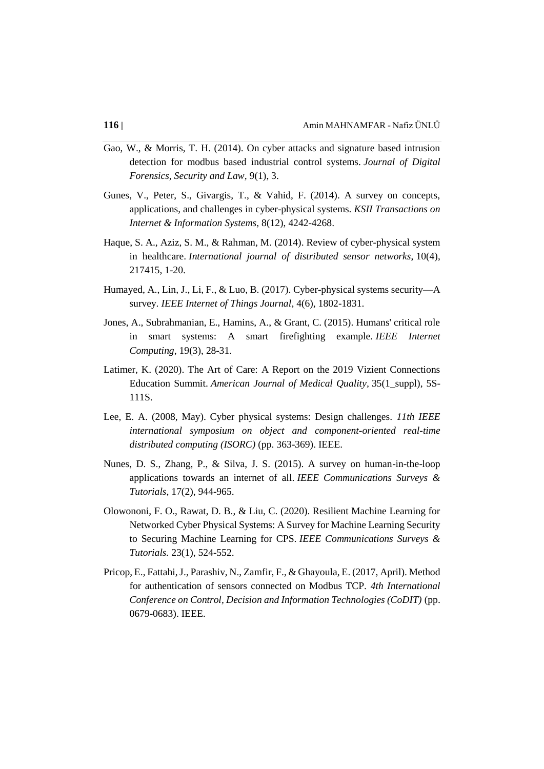Gao, W., & Morris, T. H. (2014). On cyber attacks and signature based intrusion detection for modbus based industrial control systems. *Journal of Digital Forensics, Security and Law*, 9(1), 3.

Gunes, V., Peter, S., Givargis, T., & Vahid, F. (2014). A survey on concepts, applications, and challenges in cyber-physical systems. *KSII Transactions on Internet & Information Systems*, 8(12), 4242-4268.

Haque, S. A., Aziz, S. M., & Rahman, M. (2014). Review of cyber-physical system in healthcare. *International journal of distributed sensor networks*, 10(4), 217415, 1-20.

Humayed, A., Lin, J., Li, F., & Luo, B. (2017). Cyber-physical systems security—A survey. *IEEE Internet of Things Journal*, 4(6), 1802-1831.

Jones, A., Subrahmanian, E., Hamins, A., & Grant, C. (2015). Humans' critical role in smart systems: A smart firefighting example. *IEEE Internet Computing*, 19(3), 28-31.

Latimer, K. (2020). The Art of Care: A Report on the 2019 Vizient Connections Education Summit. *American Journal of Medical Quality*, 35(1_suppl), 5S-111S.

Lee, E. A. (2008, May). Cyber physical systems: Design challenges. *11th IEEE international symposium on object and component-oriented real-time distributed computing (ISORC)* (pp. 363-369). IEEE.

Nunes, D. S., Zhang, P., & Silva, J. S. (2015). A survey on human-in-the-loop applications towards an internet of all. *IEEE Communications Surveys & Tutorials*, 17(2), 944-965.

Olowononi, F. O., Rawat, D. B., & Liu, C. (2020). Resilient Machine Learning for Networked Cyber Physical Systems: A Survey for Machine Learning Security to Securing Machine Learning for CPS. *IEEE Communications Surveys & Tutorials.* 23(1), 524-552.

Pricop, E., Fattahi, J., Parashiv, N., Zamfir, F., & Ghayoula, E. (2017, April). Method for authentication of sensors connected on Modbus TCP. *4th International Conference on Control, Decision and Information Technologies (CoDIT)* (pp. 0679-0683). IEEE.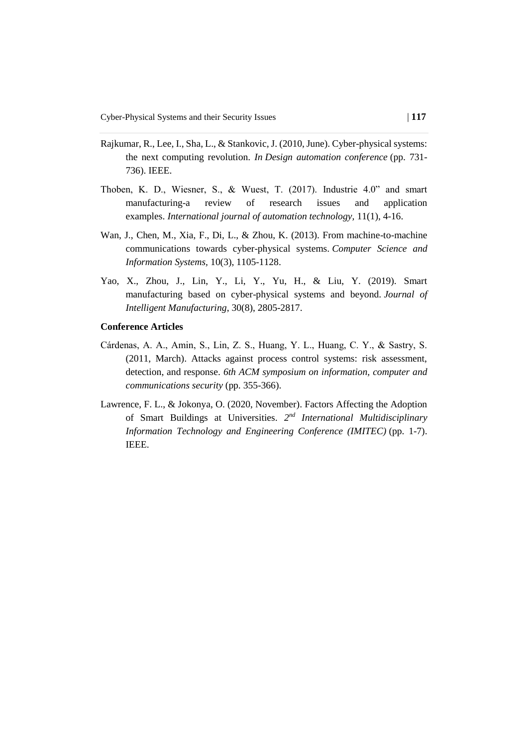Rajkumar, R., Lee, I., Sha, L., & Stankovic, J. (2010, June). Cyber-physical systems: the next computing revolution. *In Design automation conference* (pp. 731-736). IEEE.

Thoben, K. D., Wiesner, S., & Wuest, T. (2017). Industrie 4.0" and smart manufacturing-a review of research issues and application examples. *International journal of automation technology,* 11(1), 4-16.

Wan, J., Chen, M., Xia, F., Di, L., & Zhou, K. (2013). From machine-to-machine communications towards cyber-physical systems. *Computer Science and Information Systems*, 10(3), 1105-1128.

Yao, X., Zhou, J., Lin, Y., Li, Y., Yu, H., & Liu, Y. (2019). Smart manufacturing based on cyber-physical systems and beyond. *Journal of Intelligent Manufacturing*, 30(8), 2805-2817.

**Conference Articles**

Cárdenas, A. A., Amin, S., Lin, Z. S., Huang, Y. L., Huang, C. Y., & Sastry, S. (2011, March). Attacks against process control systems: risk assessment, detection, and response. *6th ACM symposium on information, computer and communications security* (pp. 355-366).

Lawrence, F. L., & Jokonya, O. (2020, November). Factors Affecting the Adoption of Smart Buildings at Universities. *2nd International Multidisciplinary Information Technology and Engineering Conference (IMITEC)* (pp. 1-7). IEEE.